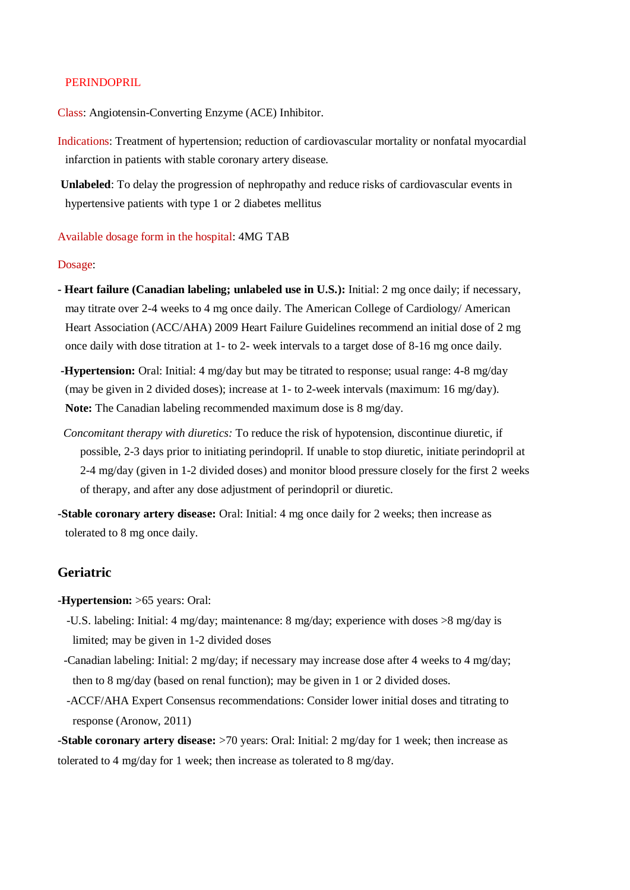# PERINDOPRIL

Class: Angiotensin-Converting Enzyme (ACE) Inhibitor.

Indications: Treatment of hypertension; reduction of cardiovascular mortality or nonfatal myocardial infarction in patients with stable coronary artery disease.

**Unlabeled**: To delay the progression of nephropathy and reduce risks of cardiovascular events in hypertensive patients with type 1 or 2 diabetes mellitus

Available dosage form in the hospital: 4MG TAB

Dosage:

- **Heart failure (Canadian labeling; unlabeled use in U.S.):** Initial: 2 mg once daily; if necessary, may titrate over 2-4 weeks to 4 mg once daily. The American College of Cardiology/ American Heart Association (ACC/AHA) 2009 Heart Failure Guidelines recommend an initial dose of 2 mg once daily with dose titration at 1- to 2- week intervals to a target dose of 8-16 mg once daily.

- **Hypertension:** Oral: Initial: 4 mg/day but may be titrated to response; usual range: 4-8 mg/day (may be given in 2 divided doses); increase at 1- to 2-week intervals (maximum: 16 mg/day). **Note:** The Canadian labeling recommended maximum dose is 8 mg/day.

  *Concomitant therapy with diuretics:* To reduce the risk of hypotension, discontinue diuretic, if possible, 2-3 days prior to initiating perindopril. If unable to stop diuretic, initiate perindopril at 2-4 mg/day (given in 1-2 divided doses) and monitor blood pressure closely for the first 2 weeks of therapy, and after any dose adjustment of perindopril or diuretic.

- **Stable coronary artery disease:** Oral: Initial: 4 mg once daily for 2 weeks; then increase as tolerated to 8 mg once daily.

## Geriatric

-**Hypertension:** >65 years: Oral:

- U.S. labeling: Initial: 4 mg/day; maintenance: 8 mg/day; experience with doses >8 mg/day is limited; may be given in 1-2 divided doses
- Canadian labeling: Initial: 2 mg/day; if necessary may increase dose after 4 weeks to 4 mg/day; then to 8 mg/day (based on renal function); may be given in 1 or 2 divided doses.
- ACCF/AHA Expert Consensus recommendations: Consider lower initial doses and titrating to response (Aronow, 2011)

-**Stable coronary artery disease:** >70 years: Oral: Initial: 2 mg/day for 1 week; then increase as tolerated to 4 mg/day for 1 week; then increase as tolerated to 8 mg/day.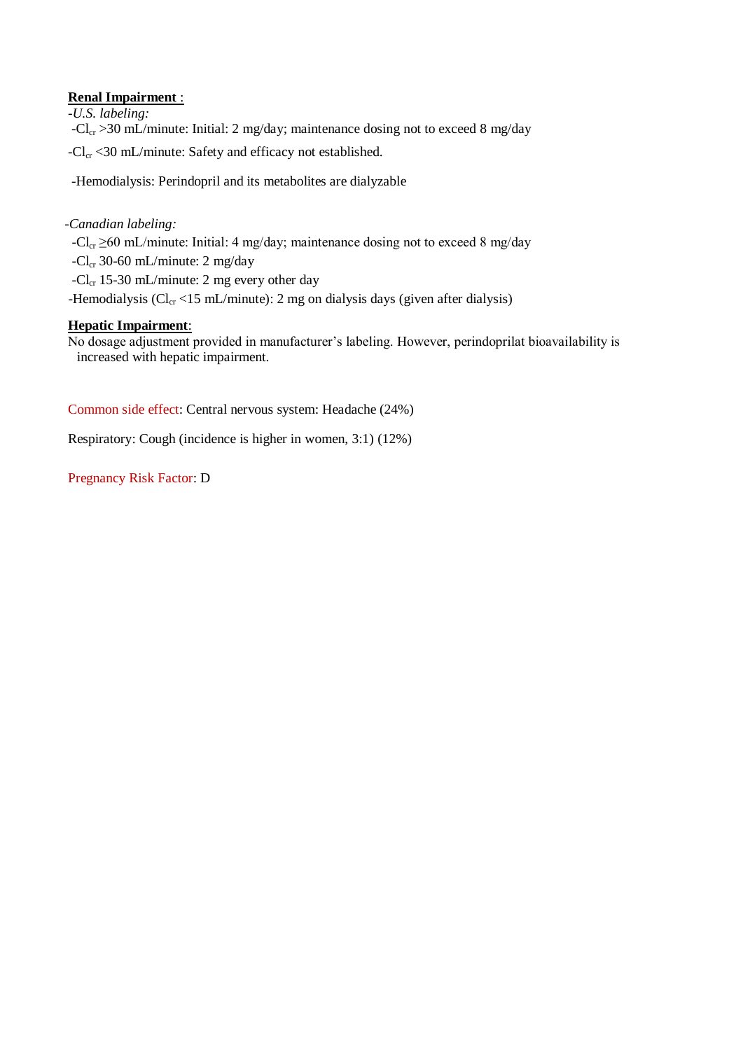**Renal Impairment** :

*-U.S. labeling:*

-$Cl_{cr}$ >30 mL/minute: Initial: 2 mg/day; maintenance dosing not to exceed 8 mg/day

-$Cl_{cr}$ <30 mL/minute: Safety and efficacy not established.

-Hemodialysis: Perindopril and its metabolites are dialyzable

*-Canadian labeling:*

-$Cl_{cr}$ ≥60 mL/minute: Initial: 4 mg/day; maintenance dosing not to exceed 8 mg/day

-$Cl_{cr}$ 30-60 mL/minute: 2 mg/day

-$Cl_{cr}$ 15-30 mL/minute: 2 mg every other day

-Hemodialysis ($Cl_{cr}$ <15 mL/minute): 2 mg on dialysis days (given after dialysis)

**Hepatic Impairment**:

No dosage adjustment provided in manufacturer's labeling. However, perindoprilat bioavailability is increased with hepatic impairment.

Common side effect: Central nervous system: Headache (24%)

Respiratory: Cough (incidence is higher in women, 3:1) (12%)

Pregnancy Risk Factor: D